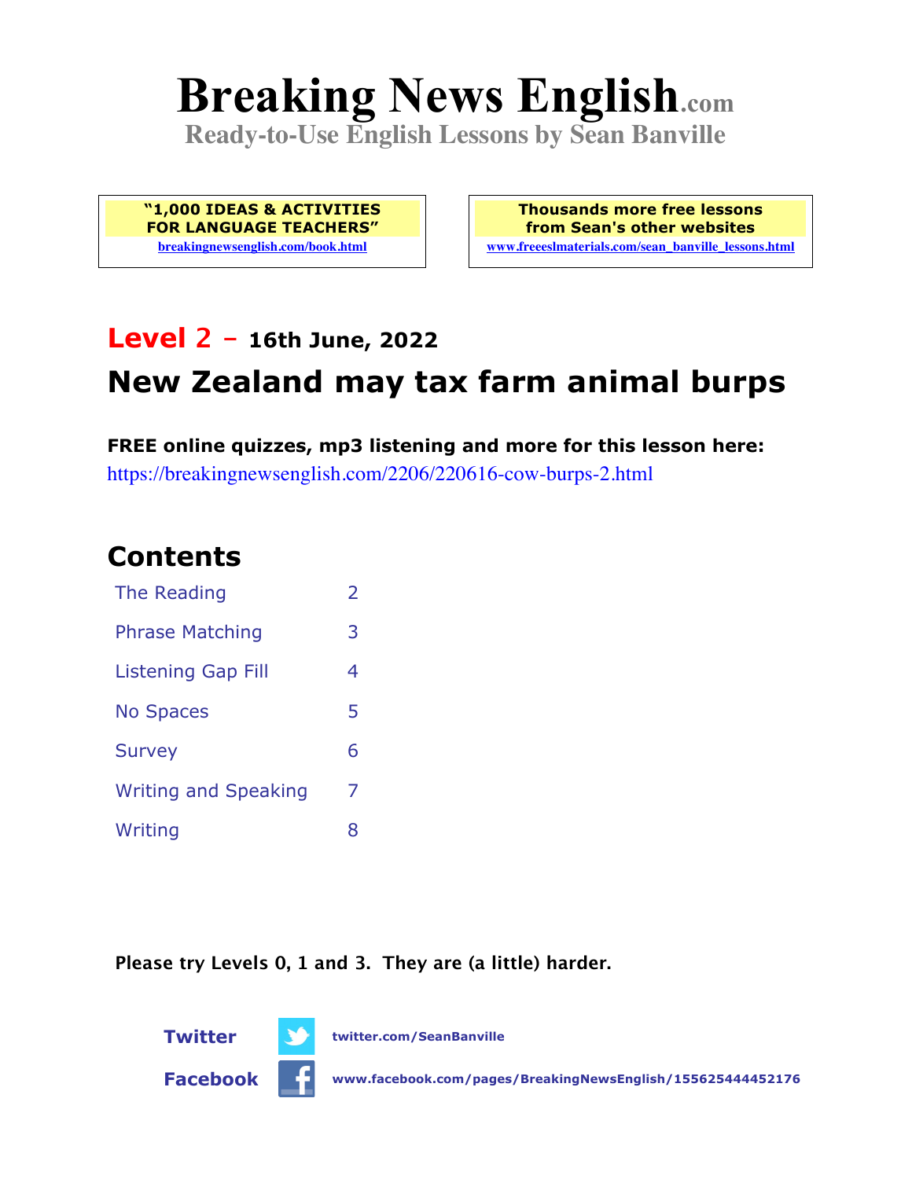# Breaking News English.com

**Ready-to-Use English Lessons by Sean Banville**

**"1,000 IDEAS & ACTIVITIES FOR LANGUAGE TEACHERS"**
breakingnewsenglish.com/book.html

**Thousands more free lessons from Sean's other websites**
www.freeeslmaterials.com/sean_banville_lessons.html

## Level 2 – 16th June, 2022

## New Zealand may tax farm animal burps

**FREE online quizzes, mp3 listening and more for this lesson here:**
https://breakingnewsenglish.com/2206/220616-cow-burps-2.html

## Contents

| | |
|---|---|
| The Reading | 2 |
| Phrase Matching | 3 |
| Listening Gap Fill | 4 |
| No Spaces | 5 |
| Survey | 6 |
| Writing and Speaking | 7 |
| Writing | 8 |

**Please try Levels 0, 1 and 3. They are (a little) harder.**

**Twitter** twitter.com/SeanBanville

**Facebook** www.facebook.com/pages/BreakingNewsEnglish/155625444452176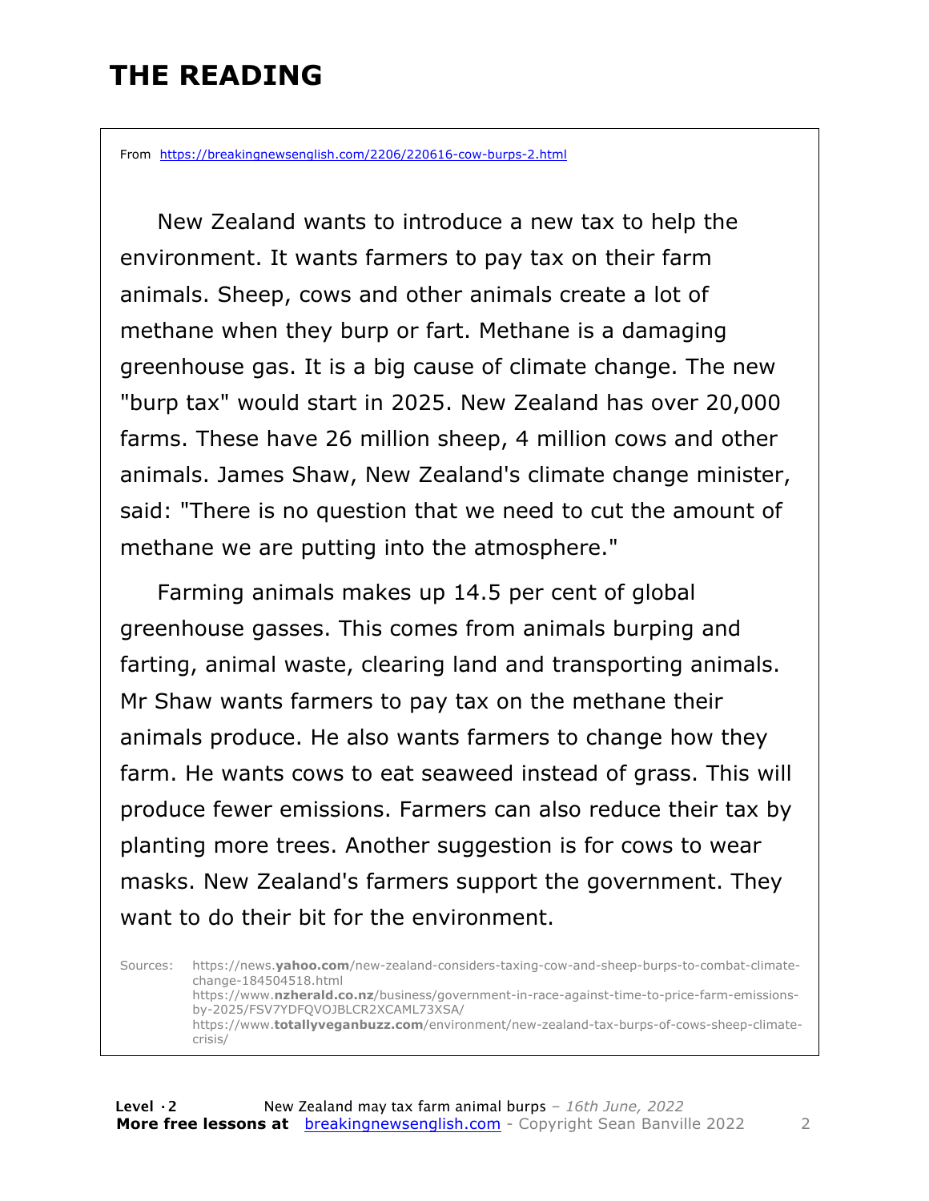# THE READING

From https://breakingnewsenglish.com/2206/220616-cow-burps-2.html

New Zealand wants to introduce a new tax to help the environment. It wants farmers to pay tax on their farm animals. Sheep, cows and other animals create a lot of methane when they burp or fart. Methane is a damaging greenhouse gas. It is a big cause of climate change. The new "burp tax" would start in 2025. New Zealand has over 20,000 farms. These have 26 million sheep, 4 million cows and other animals. James Shaw, New Zealand's climate change minister, said: "There is no question that we need to cut the amount of methane we are putting into the atmosphere."

Farming animals makes up 14.5 per cent of global greenhouse gasses. This comes from animals burping and farting, animal waste, clearing land and transporting animals. Mr Shaw wants farmers to pay tax on the methane their animals produce. He also wants farmers to change how they farm. He wants cows to eat seaweed instead of grass. This will produce fewer emissions. Farmers can also reduce their tax by planting more trees. Another suggestion is for cows to wear masks. New Zealand's farmers support the government. They want to do their bit for the environment.

Sources: https://news.yahoo.com/new-zealand-considers-taxing-cow-and-sheep-burps-to-combat-climate-change-184504518.html
https://www.nzherald.co.nz/business/government-in-race-against-time-to-price-farm-emissions-by-2025/FSV7YDFQVOJBLCR2XCAML73XSA/
https://www.totallyveganbuzz.com/environment/new-zealand-tax-burps-of-cows-sheep-climate-crisis/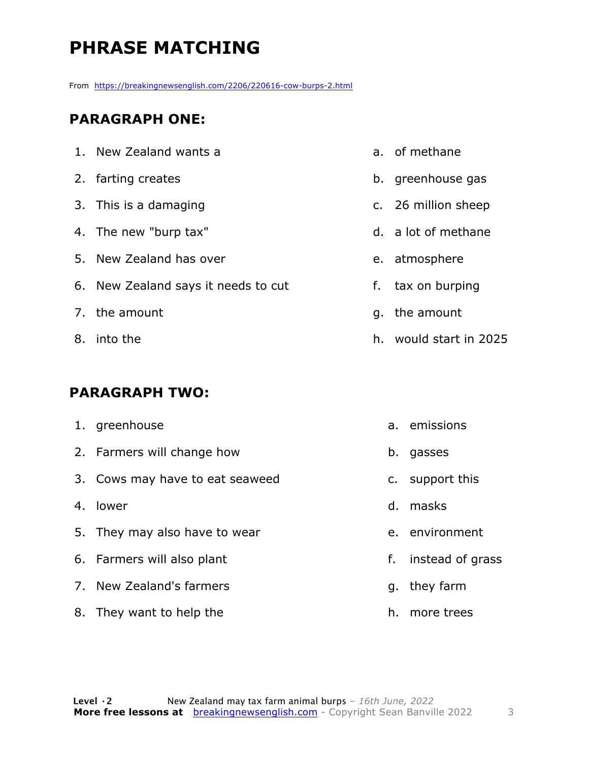# PHRASE MATCHING

From https://breakingnewsenglish.com/2206/220616-cow-burps-2.html

## PARAGRAPH ONE:

| | |
|---|---|
| 1. New Zealand wants a | a. of methane |
| 2. farting creates | b. greenhouse gas |
| 3. This is a damaging | c. 26 million sheep |
| 4. The new "burp tax" | d. a lot of methane |
| 5. New Zealand has over | e. atmosphere |
| 6. New Zealand says it needs to cut | f. tax on burping |
| 7. the amount | g. the amount |
| 8. into the | h. would start in 2025 |

## PARAGRAPH TWO:

| | |
|---|---|
| 1. greenhouse | a. emissions |
| 2. Farmers will change how | b. gasses |
| 3. Cows may have to eat seaweed | c. support this |
| 4. lower | d. masks |
| 5. They may also have to wear | e. environment |
| 6. Farmers will also plant | f. instead of grass |
| 7. New Zealand's farmers | g. they farm |
| 8. They want to help the | h. more trees |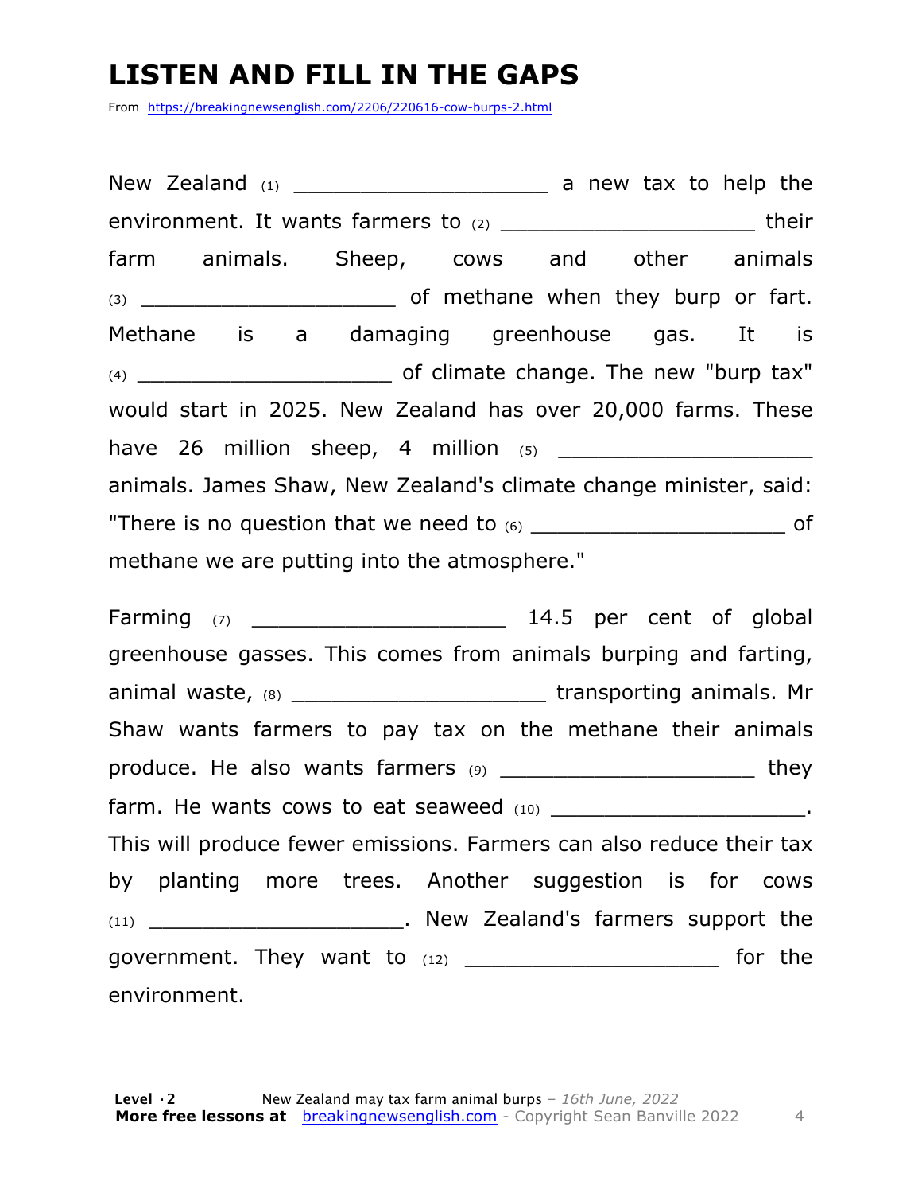# LISTEN AND FILL IN THE GAPS

From https://breakingnewsenglish.com/2206/220616-cow-burps-2.html

New Zealand (1) ____________________ a new tax to help the environment. It wants farmers to (2) ____________________ their farm animals. Sheep, cows and other animals (3) ____________________ of methane when they burp or fart. Methane is a damaging greenhouse gas. It is (4) ____________________ of climate change. The new "burp tax" would start in 2025. New Zealand has over 20,000 farms. These have 26 million sheep, 4 million (5) ____________________ animals. James Shaw, New Zealand's climate change minister, said: "There is no question that we need to (6) ____________________ of methane we are putting into the atmosphere."

Farming (7) ____________________ 14.5 per cent of global greenhouse gasses. This comes from animals burping and farting, animal waste, (8) ____________________ transporting animals. Mr Shaw wants farmers to pay tax on the methane their animals produce. He also wants farmers (9) ____________________ they farm. He wants cows to eat seaweed (10) ____________________. This will produce fewer emissions. Farmers can also reduce their tax by planting more trees. Another suggestion is for cows (11) ____________________. New Zealand's farmers support the government. They want to (12) ____________________ for the environment.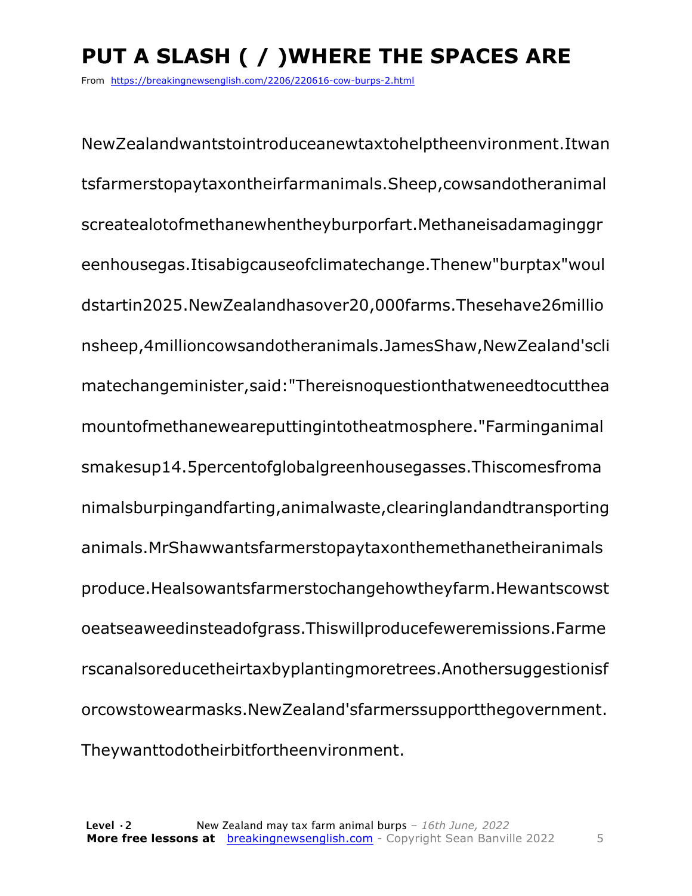# PUT A SLASH ( / )WHERE THE SPACES ARE

From https://breakingnewsenglish.com/2206/220616-cow-burps-2.html

NewZealandwantstointroduceanewtaxtohelptheenvironment.Itwan tsfarmerstopaytaxontheirfarmanimals.Sheep,cowsandotheranimal screatealotofmethanewhentheyburporfart.Methaneisadamaginggr eenhousegas.Itisabigcauseofclimatechange.Thenew"burptax"woul dstartin2025.NewZealandhasover20,000farms.Thesehave26millio nsheep,4millioncowsandotheranimals.JamesShaw,NewZealand'scli matechangeminister,said:"Thereisnoquestionthatweneedtocutthea mountofmethaneweareputtingintotheatmosphere."Farminganimal smakesup14.5percentofglobalgreenhousegasses.Thiscomesfroma nimalsburpingandfarting,animalwaste,clearinglandandtransporting animals.MrShawwantsfarmerstopaytaxonthemethanetheiranimals produce.Healsowantsfarmerstochangehowtheyfarm.Hewantscowst oeatseaweedinsteadofgrass.Thiswillproducefeweremissions.Farme rscanalsoreducetheirtaxbyplantingmoretrees.Anothersuggestionisf orcowstowearmasks.NewZealand'sfarmerssupportthegovernment. Theywanttodotheirbitfortheenvironment.

**Level ·2** New Zealand may tax farm animal burps – *16th June, 2022*
**More free lessons at** breakingnewsenglish.com - Copyright Sean Banville 2022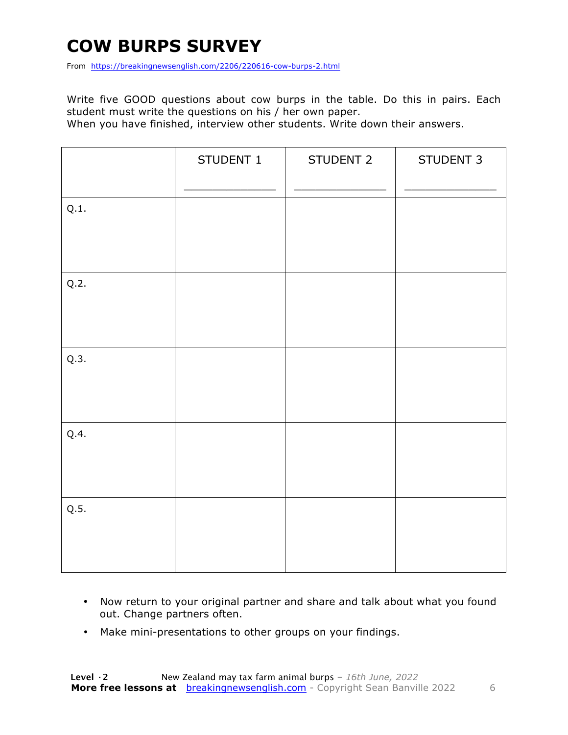# COW BURPS SURVEY

From https://breakingnewsenglish.com/2206/220616-cow-burps-2.html

Write five GOOD questions about cow burps in the table. Do this in pairs. Each student must write the questions on his / her own paper.
When you have finished, interview other students. Write down their answers.

| | STUDENT 1<br>_____________ | STUDENT 2<br>_____________ | STUDENT 3<br>_____________ |
|---|---|---|---|
| Q.1. | | | |
| Q.2. | | | |
| Q.3. | | | |
| Q.4. | | | |
| Q.5. | | | |

- Now return to your original partner and share and talk about what you found out. Change partners often.
- Make mini-presentations to other groups on your findings.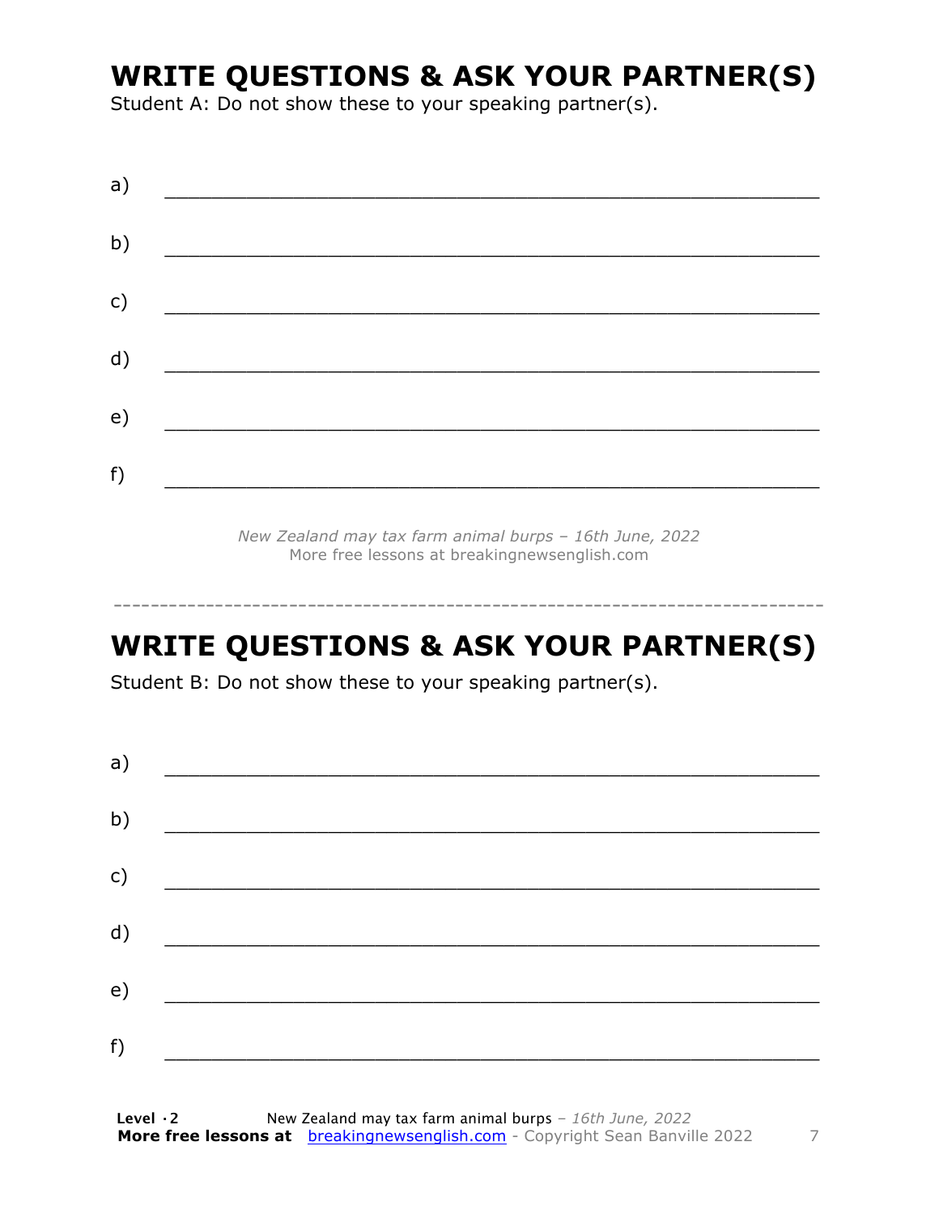## WRITE QUESTIONS & ASK YOUR PARTNER(S)

Student A: Do not show these to your speaking partner(s).

a) ___________________________________________________________

b) ___________________________________________________________

c) ___________________________________________________________

d) ___________________________________________________________

e) ___________________________________________________________

f) ___________________________________________________________

*New Zealand may tax farm animal burps – 16th June, 2022*
More free lessons at breakingnewsenglish.com

---

## WRITE QUESTIONS & ASK YOUR PARTNER(S)

Student B: Do not show these to your speaking partner(s).

a) ___________________________________________________________

b) ___________________________________________________________

c) ___________________________________________________________

d) ___________________________________________________________

e) ___________________________________________________________

f) ___________________________________________________________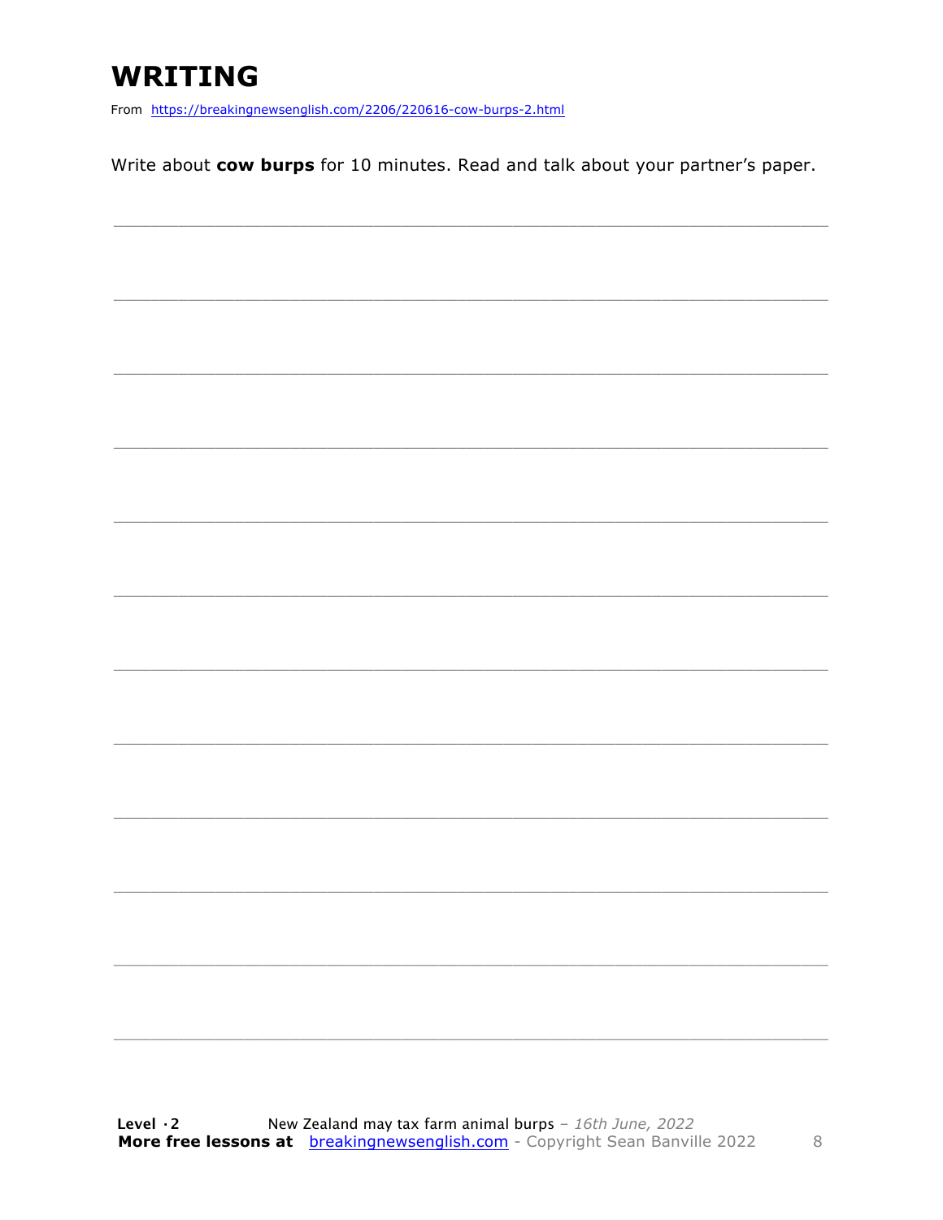# WRITING

From https://breakingnewsenglish.com/2206/220616-cow-burps-2.html

Write about **cow burps** for 10 minutes. Read and talk about your partner's paper.